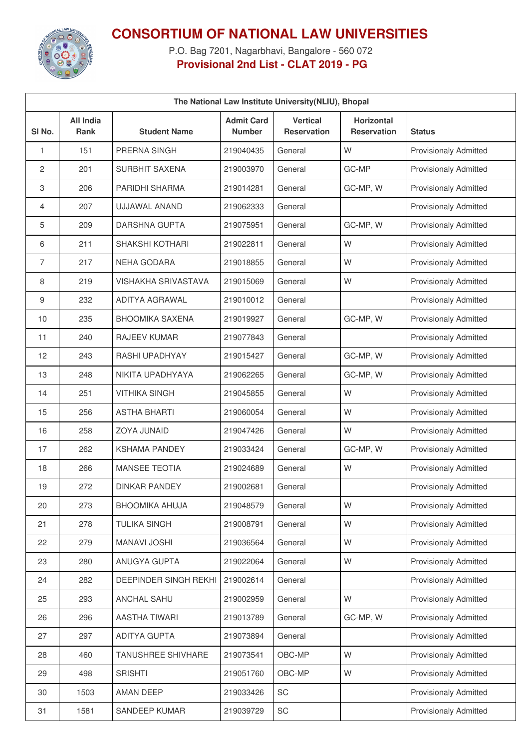# CONSORTIUM OF NATIONAL LAW UNIVERSITIES

P.O. Bag 7201, Nagarbhavi, Bangalore - 560 072

**Provisional 2nd List - CLAT 2019 - PG**

| The National Law Institute University(NLIU), Bhopal | | | | | | |
|---|---|---|---|---|---|---|
| Sl No. | All India Rank | Student Name | Admit Card Number | Vertical Reservation | Horizontal Reservation | Status |
| 1 | 151 | PRERNA SINGH | 219040435 | General | W | Provisionaly Admitted |
| 2 | 201 | SURBHIT SAXENA | 219003970 | General | GC-MP | Provisionaly Admitted |
| 3 | 206 | PARIDHI SHARMA | 219014281 | General | GC-MP, W | Provisionaly Admitted |
| 4 | 207 | UJJAWAL ANAND | 219062333 | General | | Provisionaly Admitted |
| 5 | 209 | DARSHNA GUPTA | 219075951 | General | GC-MP, W | Provisionaly Admitted |
| 6 | 211 | SHAKSHI KOTHARI | 219022811 | General | W | Provisionaly Admitted |
| 7 | 217 | NEHA GODARA | 219018855 | General | W | Provisionaly Admitted |
| 8 | 219 | VISHAKHA SRIVASTAVA | 219015069 | General | W | Provisionaly Admitted |
| 9 | 232 | ADITYA AGRAWAL | 219010012 | General | | Provisionaly Admitted |
| 10 | 235 | BHOOMIKA SAXENA | 219019927 | General | GC-MP, W | Provisionaly Admitted |
| 11 | 240 | RAJEEV KUMAR | 219077843 | General | | Provisionaly Admitted |
| 12 | 243 | RASHI UPADHYAY | 219015427 | General | GC-MP, W | Provisionaly Admitted |
| 13 | 248 | NIKITA UPADHYAYA | 219062265 | General | GC-MP, W | Provisionaly Admitted |
| 14 | 251 | VITHIKA SINGH | 219045855 | General | W | Provisionaly Admitted |
| 15 | 256 | ASTHA BHARTI | 219060054 | General | W | Provisionaly Admitted |
| 16 | 258 | ZOYA JUNAID | 219047426 | General | W | Provisionaly Admitted |
| 17 | 262 | KSHAMA PANDEY | 219033424 | General | GC-MP, W | Provisionaly Admitted |
| 18 | 266 | MANSEE TEOTIA | 219024689 | General | W | Provisionaly Admitted |
| 19 | 272 | DINKAR PANDEY | 219002681 | General | | Provisionaly Admitted |
| 20 | 273 | BHOOMIKA AHUJA | 219048579 | General | W | Provisionaly Admitted |
| 21 | 278 | TULIKA SINGH | 219008791 | General | W | Provisionaly Admitted |
| 22 | 279 | MANAVI JOSHI | 219036564 | General | W | Provisionaly Admitted |
| 23 | 280 | ANUGYA GUPTA | 219022064 | General | W | Provisionaly Admitted |
| 24 | 282 | DEEPINDER SINGH REKHI | 219002614 | General | | Provisionaly Admitted |
| 25 | 293 | ANCHAL SAHU | 219002959 | General | W | Provisionaly Admitted |
| 26 | 296 | AASTHA TIWARI | 219013789 | General | GC-MP, W | Provisionaly Admitted |
| 27 | 297 | ADITYA GUPTA | 219073894 | General | | Provisionaly Admitted |
| 28 | 460 | TANUSHREE SHIVHARE | 219073541 | OBC-MP | W | Provisionaly Admitted |
| 29 | 498 | SRISHTI | 219051760 | OBC-MP | W | Provisionaly Admitted |
| 30 | 1503 | AMAN DEEP | 219033426 | SC | | Provisionaly Admitted |
| 31 | 1581 | SANDEEP KUMAR | 219039729 | SC | | Provisionaly Admitted |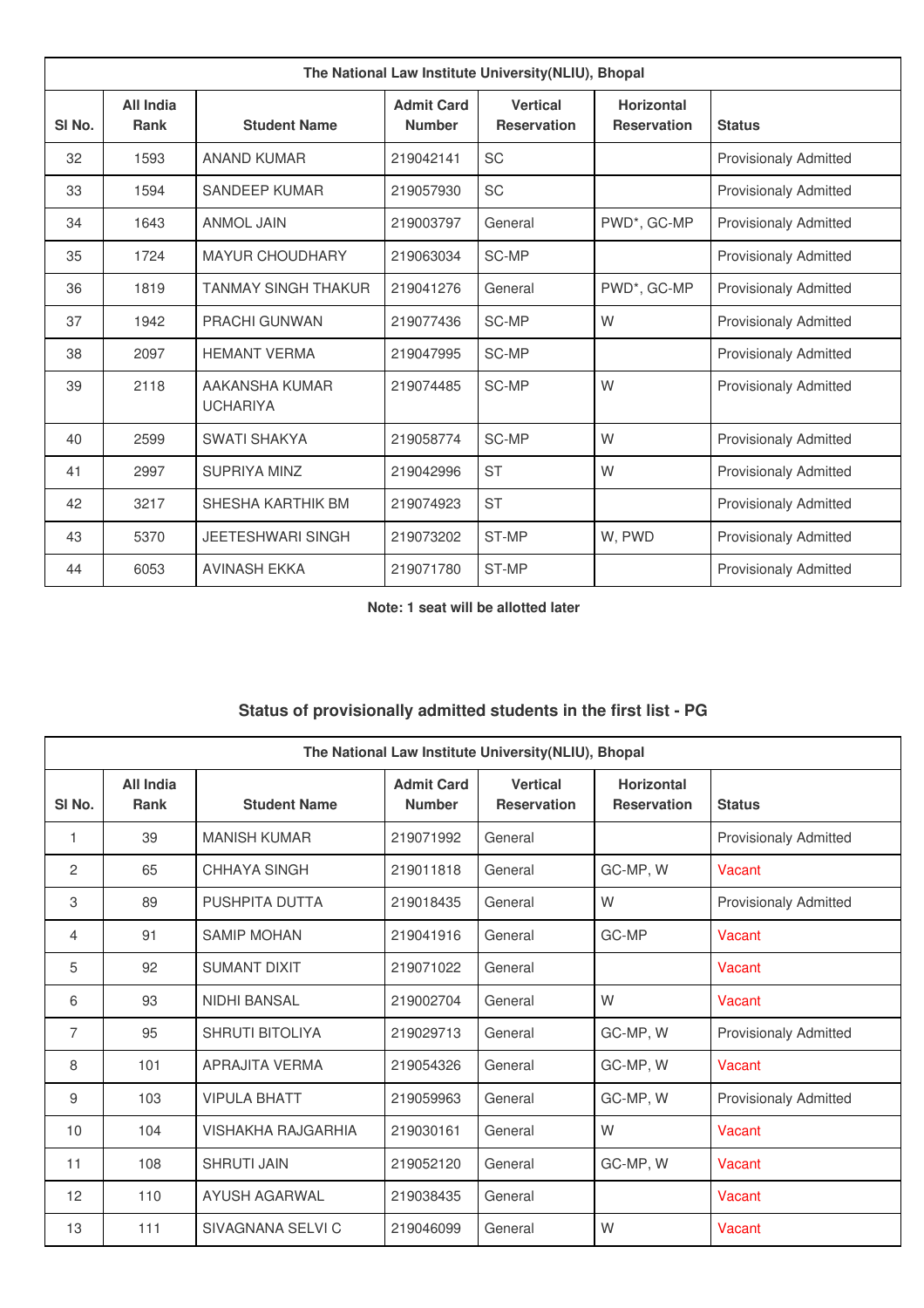| The National Law Institute University(NLIU), Bhopal | | | | | | |
|---|---|---|---|---|---|---|
| Sl No. | All India Rank | Student Name | Admit Card Number | Vertical Reservation | Horizontal Reservation | Status |
| 32 | 1593 | ANAND KUMAR | 219042141 | SC | | Provisionaly Admitted |
| 33 | 1594 | SANDEEP KUMAR | 219057930 | SC | | Provisionaly Admitted |
| 34 | 1643 | ANMOL JAIN | 219003797 | General | PWD*, GC-MP | Provisionaly Admitted |
| 35 | 1724 | MAYUR CHOUDHARY | 219063034 | SC-MP | | Provisionaly Admitted |
| 36 | 1819 | TANMAY SINGH THAKUR | 219041276 | General | PWD*, GC-MP | Provisionaly Admitted |
| 37 | 1942 | PRACHI GUNWAN | 219077436 | SC-MP | W | Provisionaly Admitted |
| 38 | 2097 | HEMANT VERMA | 219047995 | SC-MP | | Provisionaly Admitted |
| 39 | 2118 | AAKANSHA KUMAR UCHARIYA | 219074485 | SC-MP | W | Provisionaly Admitted |
| 40 | 2599 | SWATI SHAKYA | 219058774 | SC-MP | W | Provisionaly Admitted |
| 41 | 2997 | SUPRIYA MINZ | 219042996 | ST | W | Provisionaly Admitted |
| 42 | 3217 | SHESHA KARTHIK BM | 219074923 | ST | | Provisionaly Admitted |
| 43 | 5370 | JEETESHWARI SINGH | 219073202 | ST-MP | W, PWD | Provisionaly Admitted |
| 44 | 6053 | AVINASH EKKA | 219071780 | ST-MP | | Provisionaly Admitted |

**Note: 1 seat will be allotted later**

## Status of provisionally admitted students in the first list - PG

| The National Law Institute University(NLIU), Bhopal | | | | | | |
|---|---|---|---|---|---|---|
| Sl No. | All India Rank | Student Name | Admit Card Number | Vertical Reservation | Horizontal Reservation | Status |
| 1 | 39 | MANISH KUMAR | 219071992 | General | | Provisionaly Admitted |
| 2 | 65 | CHHAYA SINGH | 219011818 | General | GC-MP, W | Vacant |
| 3 | 89 | PUSHPITA DUTTA | 219018435 | General | W | Provisionaly Admitted |
| 4 | 91 | SAMIP MOHAN | 219041916 | General | GC-MP | Vacant |
| 5 | 92 | SUMANT DIXIT | 219071022 | General | | Vacant |
| 6 | 93 | NIDHI BANSAL | 219002704 | General | W | Vacant |
| 7 | 95 | SHRUTI BITOLIYA | 219029713 | General | GC-MP, W | Provisionaly Admitted |
| 8 | 101 | APRAJITA VERMA | 219054326 | General | GC-MP, W | Vacant |
| 9 | 103 | VIPULA BHATT | 219059963 | General | GC-MP, W | Provisionaly Admitted |
| 10 | 104 | VISHAKHA RAJGARHIA | 219030161 | General | W | Vacant |
| 11 | 108 | SHRUTI JAIN | 219052120 | General | GC-MP, W | Vacant |
| 12 | 110 | AYUSH AGARWAL | 219038435 | General | | Vacant |
| 13 | 111 | SIVAGNANA SELVI C | 219046099 | General | W | Vacant |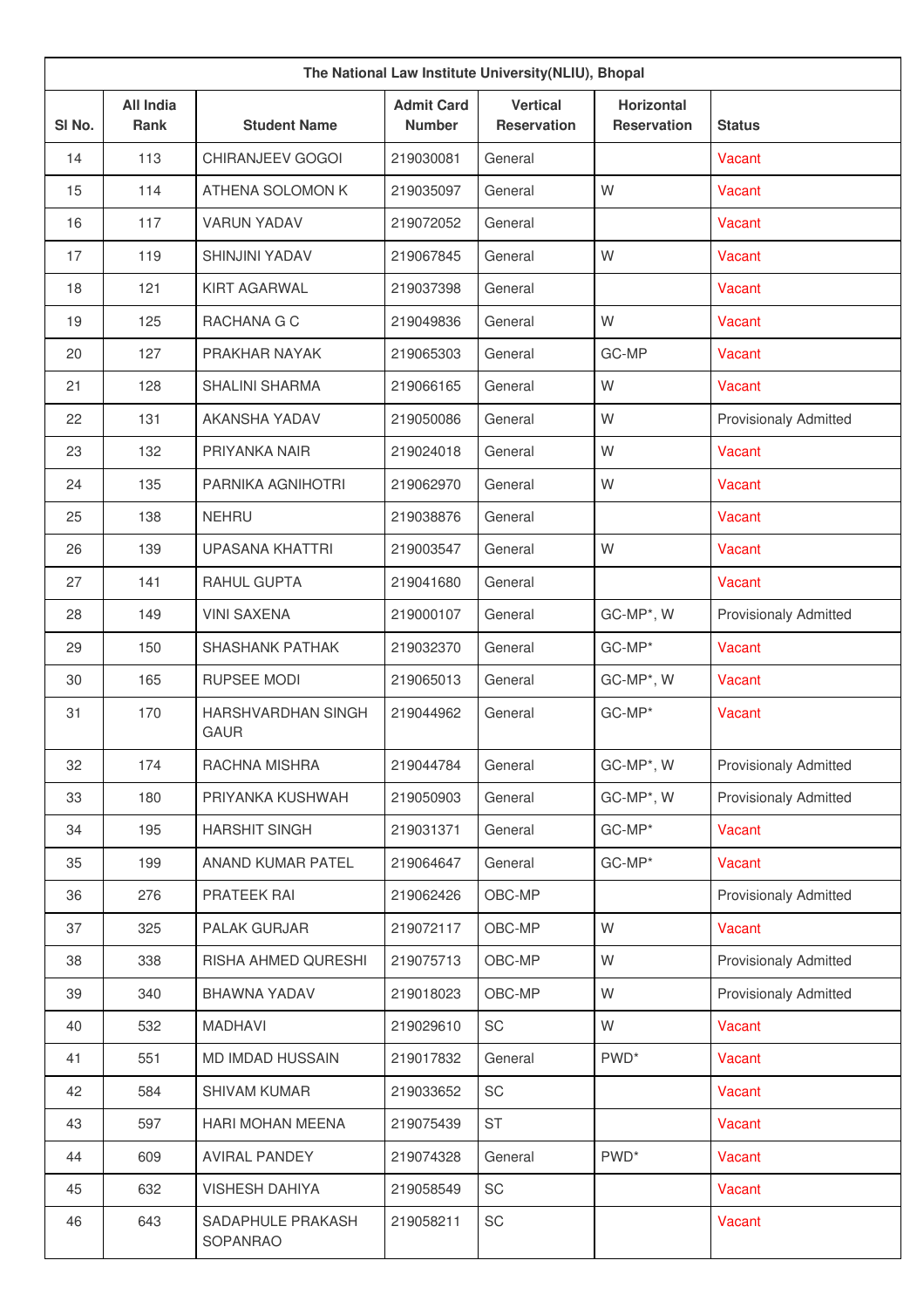| The National Law Institute University(NLIU), Bhopal | | | | | | |
|---|---|---|---|---|---|---|
| Sl No. | All India Rank | Student Name | Admit Card Number | Vertical Reservation | Horizontal Reservation | Status |
| 14 | 113 | CHIRANJEEV GOGOI | 219030081 | General | | Vacant |
| 15 | 114 | ATHENA SOLOMON K | 219035097 | General | W | Vacant |
| 16 | 117 | VARUN YADAV | 219072052 | General | | Vacant |
| 17 | 119 | SHINJINI YADAV | 219067845 | General | W | Vacant |
| 18 | 121 | KIRT AGARWAL | 219037398 | General | | Vacant |
| 19 | 125 | RACHANA G C | 219049836 | General | W | Vacant |
| 20 | 127 | PRAKHAR NAYAK | 219065303 | General | GC-MP | Vacant |
| 21 | 128 | SHALINI SHARMA | 219066165 | General | W | Vacant |
| 22 | 131 | AKANSHA YADAV | 219050086 | General | W | Provisionaly Admitted |
| 23 | 132 | PRIYANKA NAIR | 219024018 | General | W | Vacant |
| 24 | 135 | PARNIKA AGNIHOTRI | 219062970 | General | W | Vacant |
| 25 | 138 | NEHRU | 219038876 | General | | Vacant |
| 26 | 139 | UPASANA KHATTRI | 219003547 | General | W | Vacant |
| 27 | 141 | RAHUL GUPTA | 219041680 | General | | Vacant |
| 28 | 149 | VINI SAXENA | 219000107 | General | GC-MP*, W | Provisionaly Admitted |
| 29 | 150 | SHASHANK PATHAK | 219032370 | General | GC-MP* | Vacant |
| 30 | 165 | RUPSEE MODI | 219065013 | General | GC-MP*, W | Vacant |
| 31 | 170 | HARSHVARDHAN SINGH GAUR | 219044962 | General | GC-MP* | Vacant |
| 32 | 174 | RACHNA MISHRA | 219044784 | General | GC-MP*, W | Provisionaly Admitted |
| 33 | 180 | PRIYANKA KUSHWAH | 219050903 | General | GC-MP*, W | Provisionaly Admitted |
| 34 | 195 | HARSHIT SINGH | 219031371 | General | GC-MP* | Vacant |
| 35 | 199 | ANAND KUMAR PATEL | 219064647 | General | GC-MP* | Vacant |
| 36 | 276 | PRATEEK RAI | 219062426 | OBC-MP | | Provisionaly Admitted |
| 37 | 325 | PALAK GURJAR | 219072117 | OBC-MP | W | Vacant |
| 38 | 338 | RISHA AHMED QURESHI | 219075713 | OBC-MP | W | Provisionaly Admitted |
| 39 | 340 | BHAWNA YADAV | 219018023 | OBC-MP | W | Provisionaly Admitted |
| 40 | 532 | MADHAVI | 219029610 | SC | W | Vacant |
| 41 | 551 | MD IMDAD HUSSAIN | 219017832 | General | PWD* | Vacant |
| 42 | 584 | SHIVAM KUMAR | 219033652 | SC | | Vacant |
| 43 | 597 | HARI MOHAN MEENA | 219075439 | ST | | Vacant |
| 44 | 609 | AVIRAL PANDEY | 219074328 | General | PWD* | Vacant |
| 45 | 632 | VISHESH DAHIYA | 219058549 | SC | | Vacant |
| 46 | 643 | SADAPHULE PRAKASH SOPANRAO | 219058211 | SC | | Vacant |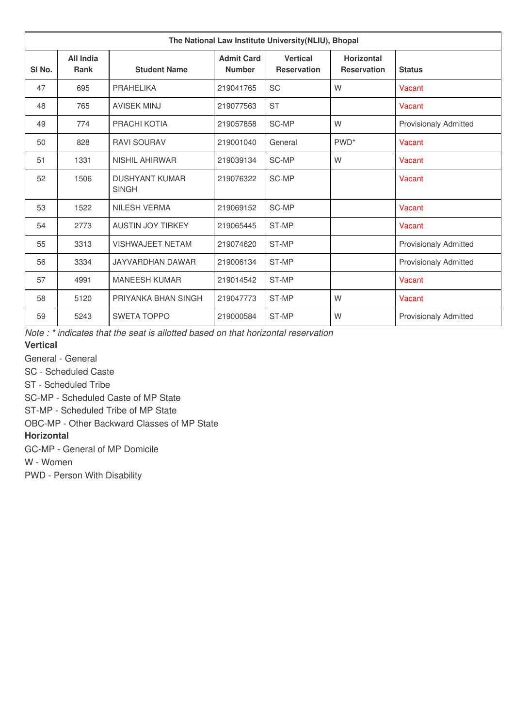| The National Law Institute University(NLIU), Bhopal | | | | | | |
|---|---|---|---|---|---|---|
| Sl No. | All India Rank | Student Name | Admit Card Number | Vertical Reservation | Horizontal Reservation | Status |
| 47 | 695 | PRAHELIKA | 219041765 | SC | W | Vacant |
| 48 | 765 | AVISEK MINJ | 219077563 | ST | | Vacant |
| 49 | 774 | PRACHI KOTIA | 219057858 | SC-MP | W | Provisionaly Admitted |
| 50 | 828 | RAVI SOURAV | 219001040 | General | PWD* | Vacant |
| 51 | 1331 | NISHIL AHIRWAR | 219039134 | SC-MP | W | Vacant |
| 52 | 1506 | DUSHYANT KUMAR SINGH | 219076322 | SC-MP | | Vacant |
| 53 | 1522 | NILESH VERMA | 219069152 | SC-MP | | Vacant |
| 54 | 2773 | AUSTIN JOY TIRKEY | 219065445 | ST-MP | | Vacant |
| 55 | 3313 | VISHWAJEET NETAM | 219074620 | ST-MP | | Provisionaly Admitted |
| 56 | 3334 | JAYVARDHAN DAWAR | 219006134 | ST-MP | | Provisionaly Admitted |
| 57 | 4991 | MANEESH KUMAR | 219014542 | ST-MP | | Vacant |
| 58 | 5120 | PRIYANKA BHAN SINGH | 219047773 | ST-MP | W | Vacant |
| 59 | 5243 | SWETA TOPPO | 219000584 | ST-MP | W | Provisionaly Admitted |

*Note : * indicates that the seat is allotted based on that horizontal reservation*

**Vertical**

General - General
SC - Scheduled Caste
ST - Scheduled Tribe
SC-MP - Scheduled Caste of MP State
ST-MP - Scheduled Tribe of MP State
OBC-MP - Other Backward Classes of MP State

**Horizontal**

GC-MP - General of MP Domicile
W - Women
PWD - Person With Disability